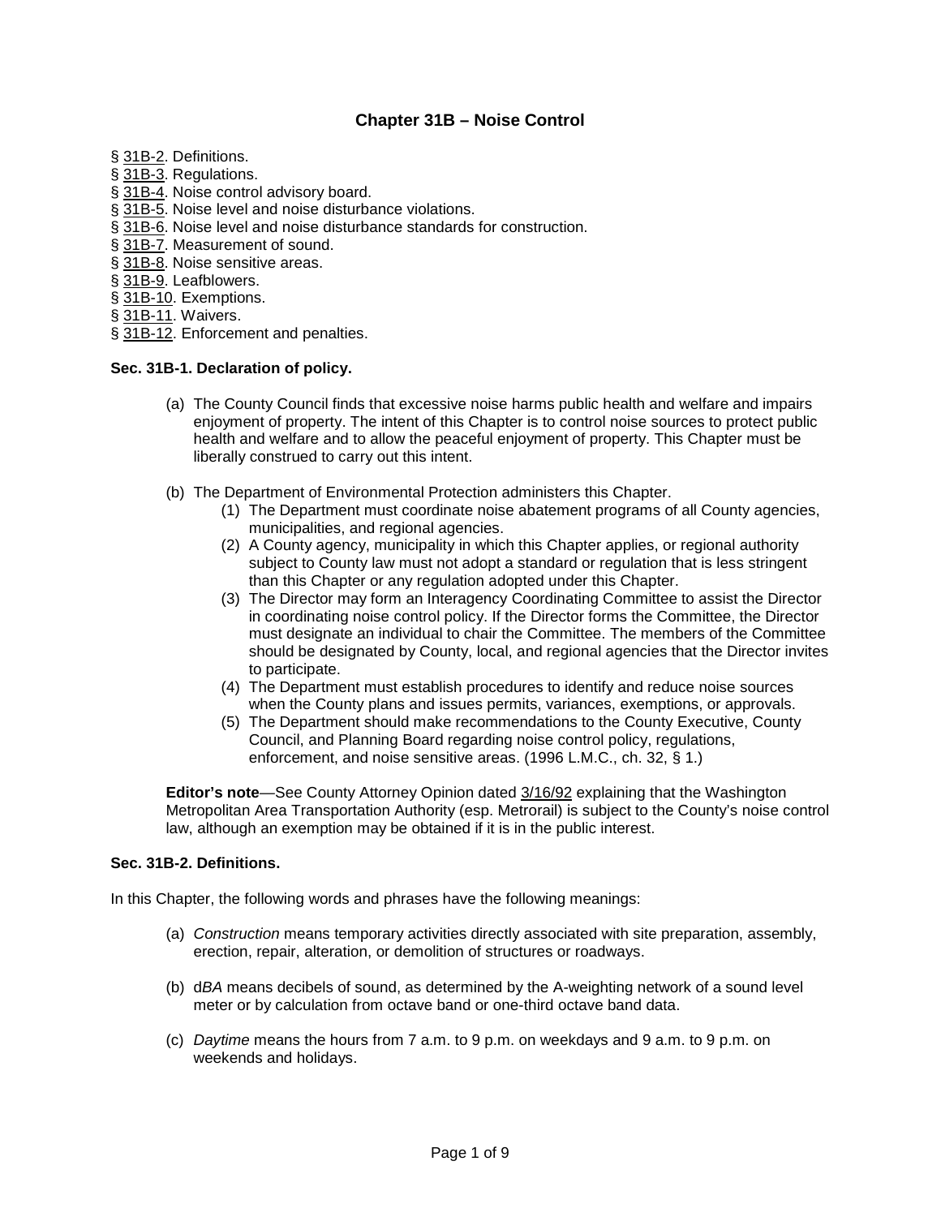# Chapter 31B – Noise Control

§ 31B-2. Definitions.
§ 31B-3. Regulations.
§ 31B-4. Noise control advisory board.
§ 31B-5. Noise level and noise disturbance violations.
§ 31B-6. Noise level and noise disturbance standards for construction.
§ 31B-7. Measurement of sound.
§ 31B-8. Noise sensitive areas.
§ 31B-9. Leafblowers.
§ 31B-10. Exemptions.
§ 31B-11. Waivers.
§ 31B-12. Enforcement and penalties.

### Sec. 31B-1. Declaration of policy.

(a) The County Council finds that excessive noise harms public health and welfare and impairs enjoyment of property. The intent of this Chapter is to control noise sources to protect public health and welfare and to allow the peaceful enjoyment of property. This Chapter must be liberally construed to carry out this intent.

(b) The Department of Environmental Protection administers this Chapter.

   (1) The Department must coordinate noise abatement programs of all County agencies, municipalities, and regional agencies.

   (2) A County agency, municipality in which this Chapter applies, or regional authority subject to County law must not adopt a standard or regulation that is less stringent than this Chapter or any regulation adopted under this Chapter.

   (3) The Director may form an Interagency Coordinating Committee to assist the Director in coordinating noise control policy. If the Director forms the Committee, the Director must designate an individual to chair the Committee. The members of the Committee should be designated by County, local, and regional agencies that the Director invites to participate.

   (4) The Department must establish procedures to identify and reduce noise sources when the County plans and issues permits, variances, exemptions, or approvals.

   (5) The Department should make recommendations to the County Executive, County Council, and Planning Board regarding noise control policy, regulations, enforcement, and noise sensitive areas. (1996 L.M.C., ch. 32, § 1.)

**Editor's note**—See County Attorney Opinion dated 3/16/92 explaining that the Washington Metropolitan Area Transportation Authority (esp. Metrorail) is subject to the County's noise control law, although an exemption may be obtained if it is in the public interest.

### Sec. 31B-2. Definitions.

In this Chapter, the following words and phrases have the following meanings:

(a) *Construction* means temporary activities directly associated with site preparation, assembly, erection, repair, alteration, or demolition of structures or roadways.

(b) d*BA* means decibels of sound, as determined by the A-weighting network of a sound level meter or by calculation from octave band or one-third octave band data.

(c) *Daytime* means the hours from 7 a.m. to 9 p.m. on weekdays and 9 a.m. to 9 p.m. on weekends and holidays.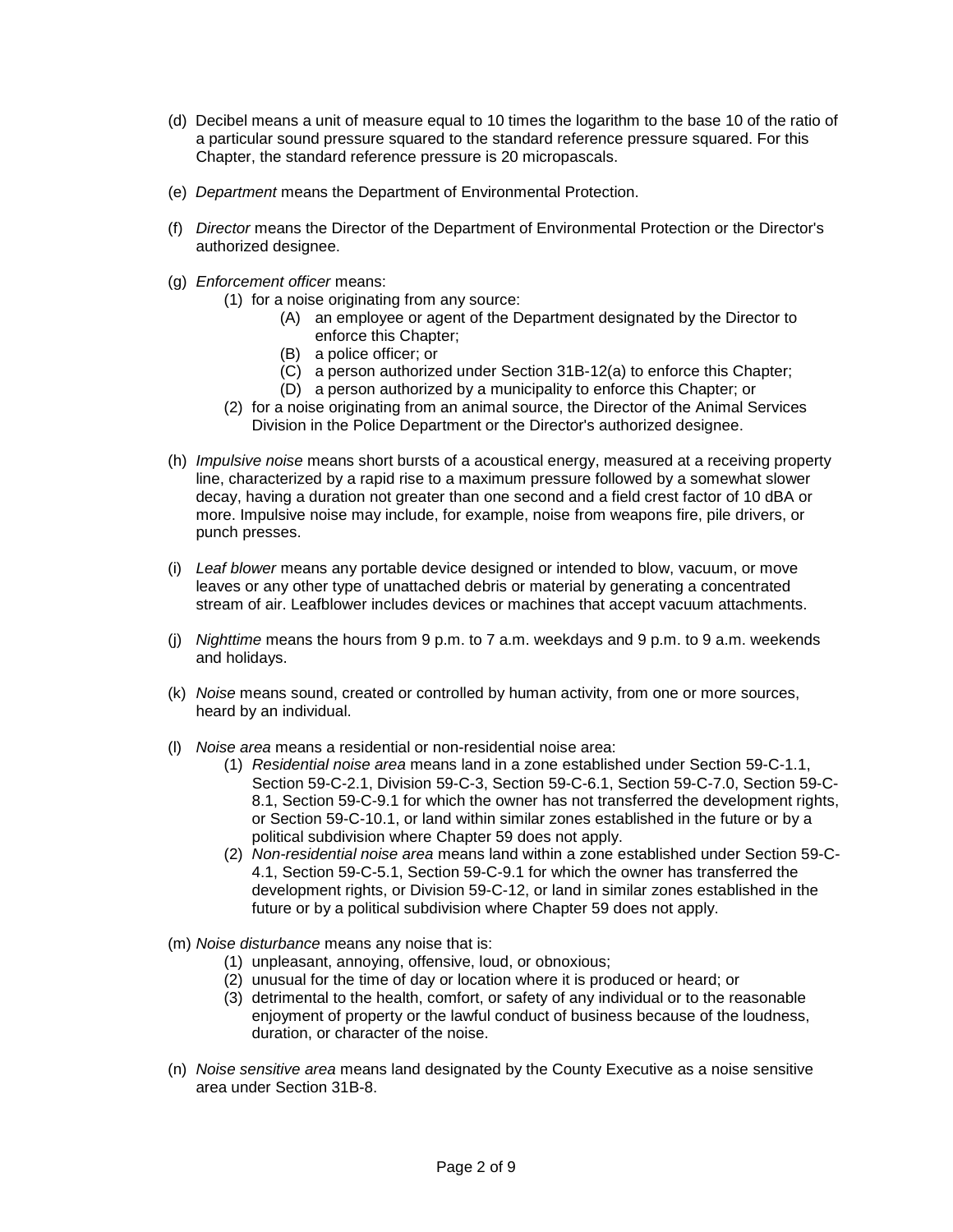(d) Decibel means a unit of measure equal to 10 times the logarithm to the base 10 of the ratio of a particular sound pressure squared to the standard reference pressure squared. For this Chapter, the standard reference pressure is 20 micropascals.

(e) *Department* means the Department of Environmental Protection.

(f) *Director* means the Director of the Department of Environmental Protection or the Director's authorized designee.

(g) *Enforcement officer* means:
   - (1) for a noise originating from any source:
     - (A) an employee or agent of the Department designated by the Director to enforce this Chapter;
     - (B) a police officer; or
     - (C) a person authorized under Section 31B-12(a) to enforce this Chapter;
     - (D) a person authorized by a municipality to enforce this Chapter; or
   - (2) for a noise originating from an animal source, the Director of the Animal Services Division in the Police Department or the Director's authorized designee.

(h) *Impulsive noise* means short bursts of a acoustical energy, measured at a receiving property line, characterized by a rapid rise to a maximum pressure followed by a somewhat slower decay, having a duration not greater than one second and a field crest factor of 10 dBA or more. Impulsive noise may include, for example, noise from weapons fire, pile drivers, or punch presses.

(i) *Leaf blower* means any portable device designed or intended to blow, vacuum, or move leaves or any other type of unattached debris or material by generating a concentrated stream of air. Leafblower includes devices or machines that accept vacuum attachments.

(j) *Nighttime* means the hours from 9 p.m. to 7 a.m. weekdays and 9 p.m. to 9 a.m. weekends and holidays.

(k) *Noise* means sound, created or controlled by human activity, from one or more sources, heard by an individual.

(l) *Noise area* means a residential or non-residential noise area:
   - (1) *Residential noise area* means land in a zone established under Section 59-C-1.1, Section 59-C-2.1, Division 59-C-3, Section 59-C-6.1, Section 59-C-7.0, Section 59-C-8.1, Section 59-C-9.1 for which the owner has not transferred the development rights, or Section 59-C-10.1, or land within similar zones established in the future or by a political subdivision where Chapter 59 does not apply.
   - (2) *Non-residential noise area* means land within a zone established under Section 59-C-4.1, Section 59-C-5.1, Section 59-C-9.1 for which the owner has transferred the development rights, or Division 59-C-12, or land in similar zones established in the future or by a political subdivision where Chapter 59 does not apply.

(m) *Noise disturbance* means any noise that is:
   - (1) unpleasant, annoying, offensive, loud, or obnoxious;
   - (2) unusual for the time of day or location where it is produced or heard; or
   - (3) detrimental to the health, comfort, or safety of any individual or to the reasonable enjoyment of property or the lawful conduct of business because of the loudness, duration, or character of the noise.

(n) *Noise sensitive area* means land designated by the County Executive as a noise sensitive area under Section 31B-8.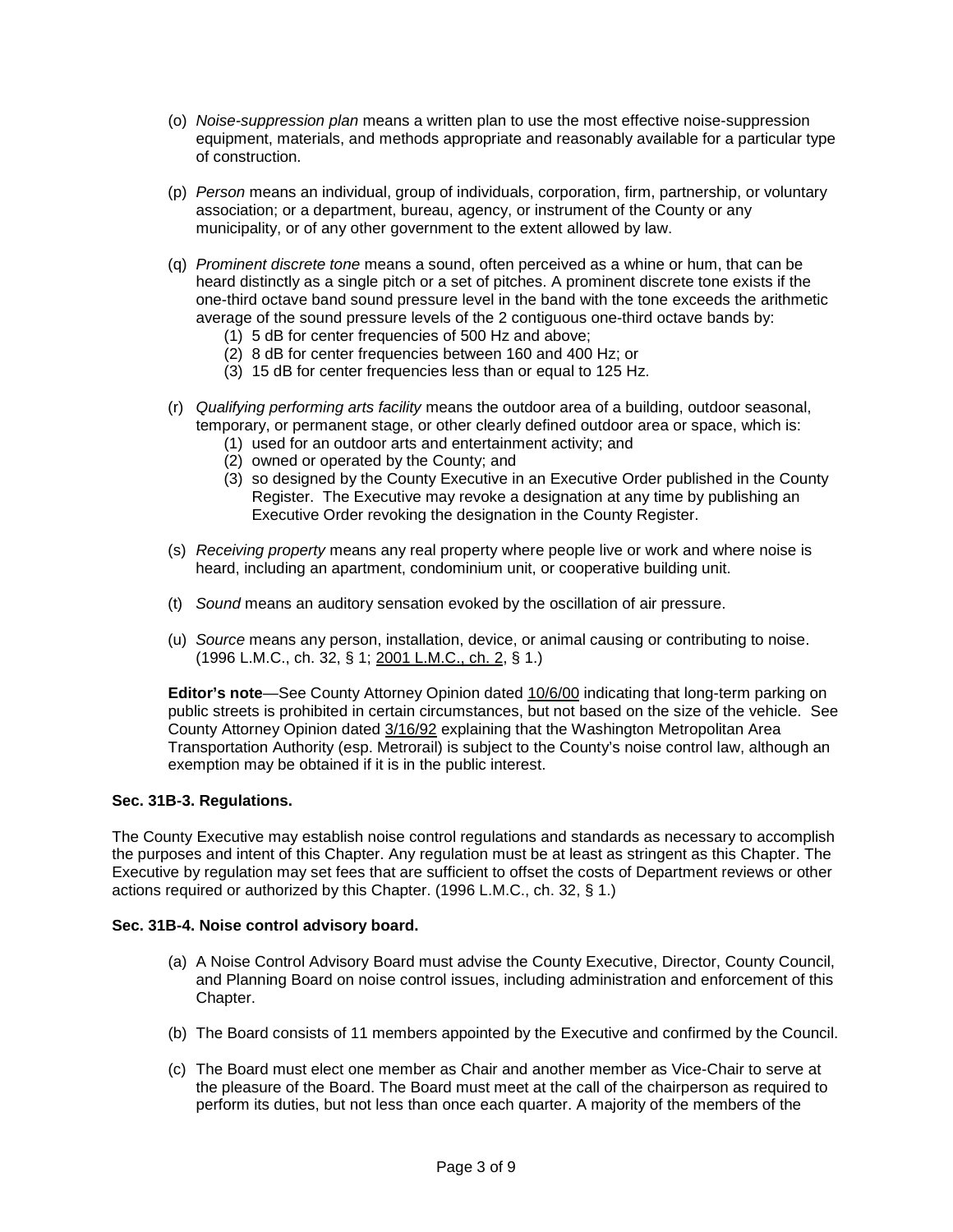(o) *Noise-suppression plan* means a written plan to use the most effective noise-suppression equipment, materials, and methods appropriate and reasonably available for a particular type of construction.

(p) *Person* means an individual, group of individuals, corporation, firm, partnership, or voluntary association; or a department, bureau, agency, or instrument of the County or any municipality, or of any other government to the extent allowed by law.

(q) *Prominent discrete tone* means a sound, often perceived as a whine or hum, that can be heard distinctly as a single pitch or a set of pitches. A prominent discrete tone exists if the one-third octave band sound pressure level in the band with the tone exceeds the arithmetic average of the sound pressure levels of the 2 contiguous one-third octave bands by:

(1) 5 dB for center frequencies of 500 Hz and above;
(2) 8 dB for center frequencies between 160 and 400 Hz; or
(3) 15 dB for center frequencies less than or equal to 125 Hz.

(r) *Qualifying performing arts facility* means the outdoor area of a building, outdoor seasonal, temporary, or permanent stage, or other clearly defined outdoor area or space, which is:

(1) used for an outdoor arts and entertainment activity; and
(2) owned or operated by the County; and
(3) so designed by the County Executive in an Executive Order published in the County Register. The Executive may revoke a designation at any time by publishing an Executive Order revoking the designation in the County Register.

(s) *Receiving property* means any real property where people live or work and where noise is heard, including an apartment, condominium unit, or cooperative building unit.

(t) *Sound* means an auditory sensation evoked by the oscillation of air pressure.

(u) *Source* means any person, installation, device, or animal causing or contributing to noise. (1996 L.M.C., ch. 32, § 1; 2001 L.M.C., ch. 2, § 1.)

**Editor's note**—See County Attorney Opinion dated 10/6/00 indicating that long-term parking on public streets is prohibited in certain circumstances, but not based on the size of the vehicle. See County Attorney Opinion dated 3/16/92 explaining that the Washington Metropolitan Area Transportation Authority (esp. Metrorail) is subject to the County's noise control law, although an exemption may be obtained if it is in the public interest.

**Sec. 31B-3. Regulations.**

The County Executive may establish noise control regulations and standards as necessary to accomplish the purposes and intent of this Chapter. Any regulation must be at least as stringent as this Chapter. The Executive by regulation may set fees that are sufficient to offset the costs of Department reviews or other actions required or authorized by this Chapter. (1996 L.M.C., ch. 32, § 1.)

**Sec. 31B-4. Noise control advisory board.**

(a) A Noise Control Advisory Board must advise the County Executive, Director, County Council, and Planning Board on noise control issues, including administration and enforcement of this Chapter.

(b) The Board consists of 11 members appointed by the Executive and confirmed by the Council.

(c) The Board must elect one member as Chair and another member as Vice-Chair to serve at the pleasure of the Board. The Board must meet at the call of the chairperson as required to perform its duties, but not less than once each quarter. A majority of the members of the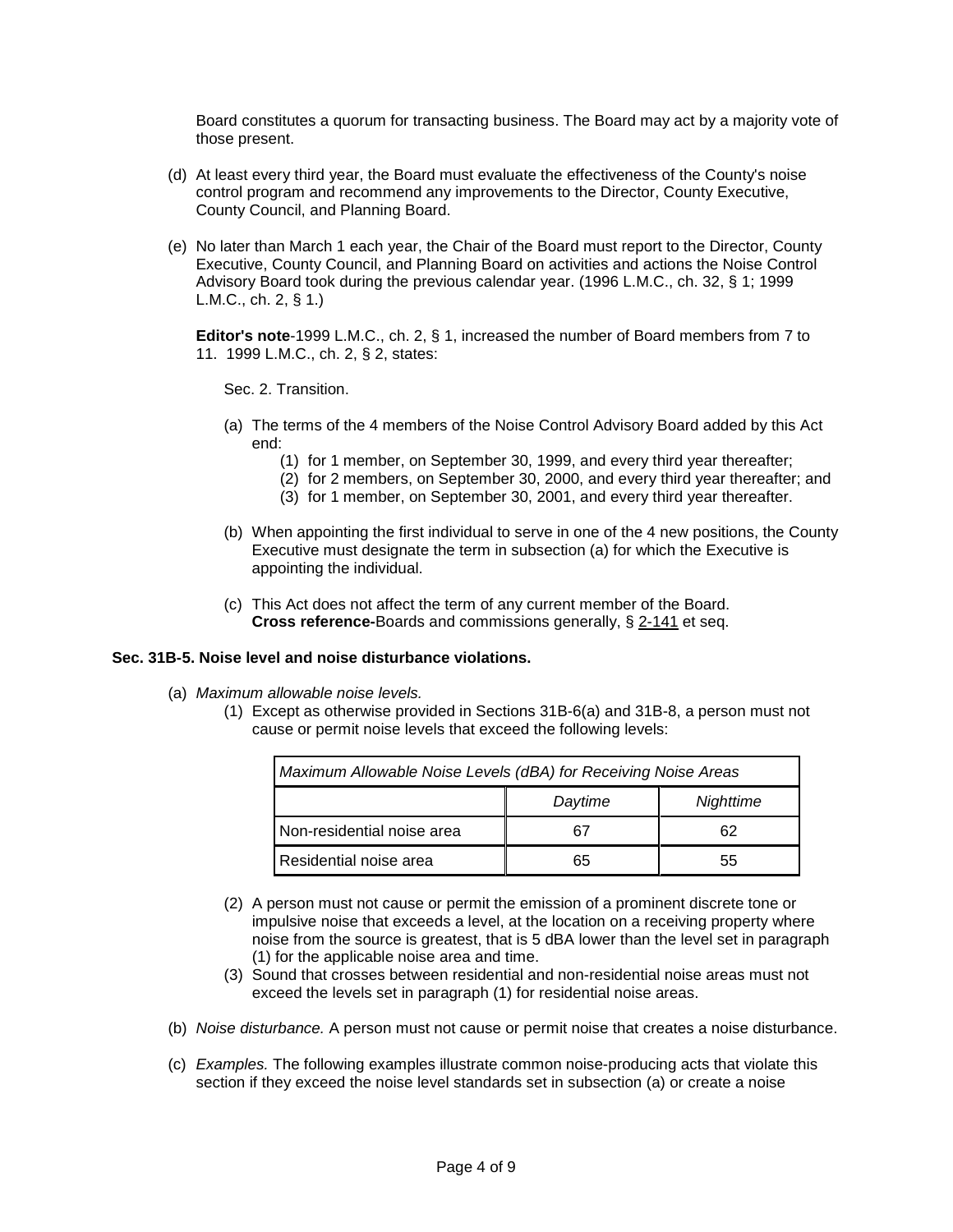Board constitutes a quorum for transacting business. The Board may act by a majority vote of those present.

(d) At least every third year, the Board must evaluate the effectiveness of the County's noise control program and recommend any improvements to the Director, County Executive, County Council, and Planning Board.

(e) No later than March 1 each year, the Chair of the Board must report to the Director, County Executive, County Council, and Planning Board on activities and actions the Noise Control Advisory Board took during the previous calendar year. (1996 L.M.C., ch. 32, § 1; 1999 L.M.C., ch. 2, § 1.)

**Editor's note**-1999 L.M.C., ch. 2, § 1, increased the number of Board members from 7 to 11. 1999 L.M.C., ch. 2, § 2, states:

Sec. 2. Transition.

(a) The terms of the 4 members of the Noise Control Advisory Board added by this Act end:
   (1) for 1 member, on September 30, 1999, and every third year thereafter;
   (2) for 2 members, on September 30, 2000, and every third year thereafter; and
   (3) for 1 member, on September 30, 2001, and every third year thereafter.

(b) When appointing the first individual to serve in one of the 4 new positions, the County Executive must designate the term in subsection (a) for which the Executive is appointing the individual.

(c) This Act does not affect the term of any current member of the Board.
**Cross reference-**Boards and commissions generally, § 2-141 et seq.

### Sec. 31B-5. Noise level and noise disturbance violations.

(a) *Maximum allowable noise levels.*
   (1) Except as otherwise provided in Sections 31B-6(a) and 31B-8, a person must not cause or permit noise levels that exceed the following levels:

| *Maximum Allowable Noise Levels (dBA) for Receiving Noise Areas* | | |
|---|---|---|
| | *Daytime* | *Nighttime* |
| Non-residential noise area | 67 | 62 |
| Residential noise area | 65 | 55 |

   (2) A person must not cause or permit the emission of a prominent discrete tone or impulsive noise that exceeds a level, at the location on a receiving property where noise from the source is greatest, that is 5 dBA lower than the level set in paragraph (1) for the applicable noise area and time.
   (3) Sound that crosses between residential and non-residential noise areas must not exceed the levels set in paragraph (1) for residential noise areas.

(b) *Noise disturbance.* A person must not cause or permit noise that creates a noise disturbance.

(c) *Examples.* The following examples illustrate common noise-producing acts that violate this section if they exceed the noise level standards set in subsection (a) or create a noise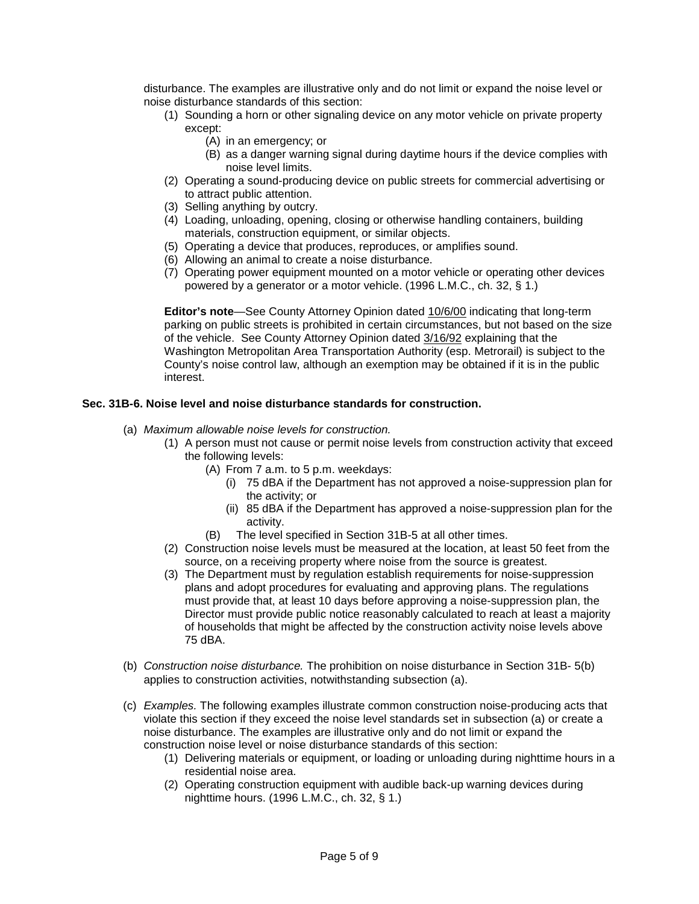disturbance. The examples are illustrative only and do not limit or expand the noise level or noise disturbance standards of this section:

(1) Sounding a horn or other signaling device on any motor vehicle on private property except:
  (A) in an emergency; or
  (B) as a danger warning signal during daytime hours if the device complies with noise level limits.

(2) Operating a sound-producing device on public streets for commercial advertising or to attract public attention.

(3) Selling anything by outcry.

(4) Loading, unloading, opening, closing or otherwise handling containers, building materials, construction equipment, or similar objects.

(5) Operating a device that produces, reproduces, or amplifies sound.

(6) Allowing an animal to create a noise disturbance.

(7) Operating power equipment mounted on a motor vehicle or operating other devices powered by a generator or a motor vehicle. (1996 L.M.C., ch. 32, § 1.)

**Editor's note**—See County Attorney Opinion dated 10/6/00 indicating that long-term parking on public streets is prohibited in certain circumstances, but not based on the size of the vehicle. See County Attorney Opinion dated 3/16/92 explaining that the Washington Metropolitan Area Transportation Authority (esp. Metrorail) is subject to the County's noise control law, although an exemption may be obtained if it is in the public interest.

### Sec. 31B-6. Noise level and noise disturbance standards for construction.

(a) *Maximum allowable noise levels for construction.*

(1) A person must not cause or permit noise levels from construction activity that exceed the following levels:
  (A) From 7 a.m. to 5 p.m. weekdays:
    (i) 75 dBA if the Department has not approved a noise-suppression plan for the activity; or
    (ii) 85 dBA if the Department has approved a noise-suppression plan for the activity.
  (B) The level specified in Section 31B-5 at all other times.

(2) Construction noise levels must be measured at the location, at least 50 feet from the source, on a receiving property where noise from the source is greatest.

(3) The Department must by regulation establish requirements for noise-suppression plans and adopt procedures for evaluating and approving plans. The regulations must provide that, at least 10 days before approving a noise-suppression plan, the Director must provide public notice reasonably calculated to reach at least a majority of households that might be affected by the construction activity noise levels above 75 dBA.

(b) *Construction noise disturbance.* The prohibition on noise disturbance in Section 31B- 5(b) applies to construction activities, notwithstanding subsection (a).

(c) *Examples.* The following examples illustrate common construction noise-producing acts that violate this section if they exceed the noise level standards set in subsection (a) or create a noise disturbance. The examples are illustrative only and do not limit or expand the construction noise level or noise disturbance standards of this section:

(1) Delivering materials or equipment, or loading or unloading during nighttime hours in a residential noise area.

(2) Operating construction equipment with audible back-up warning devices during nighttime hours. (1996 L.M.C., ch. 32, § 1.)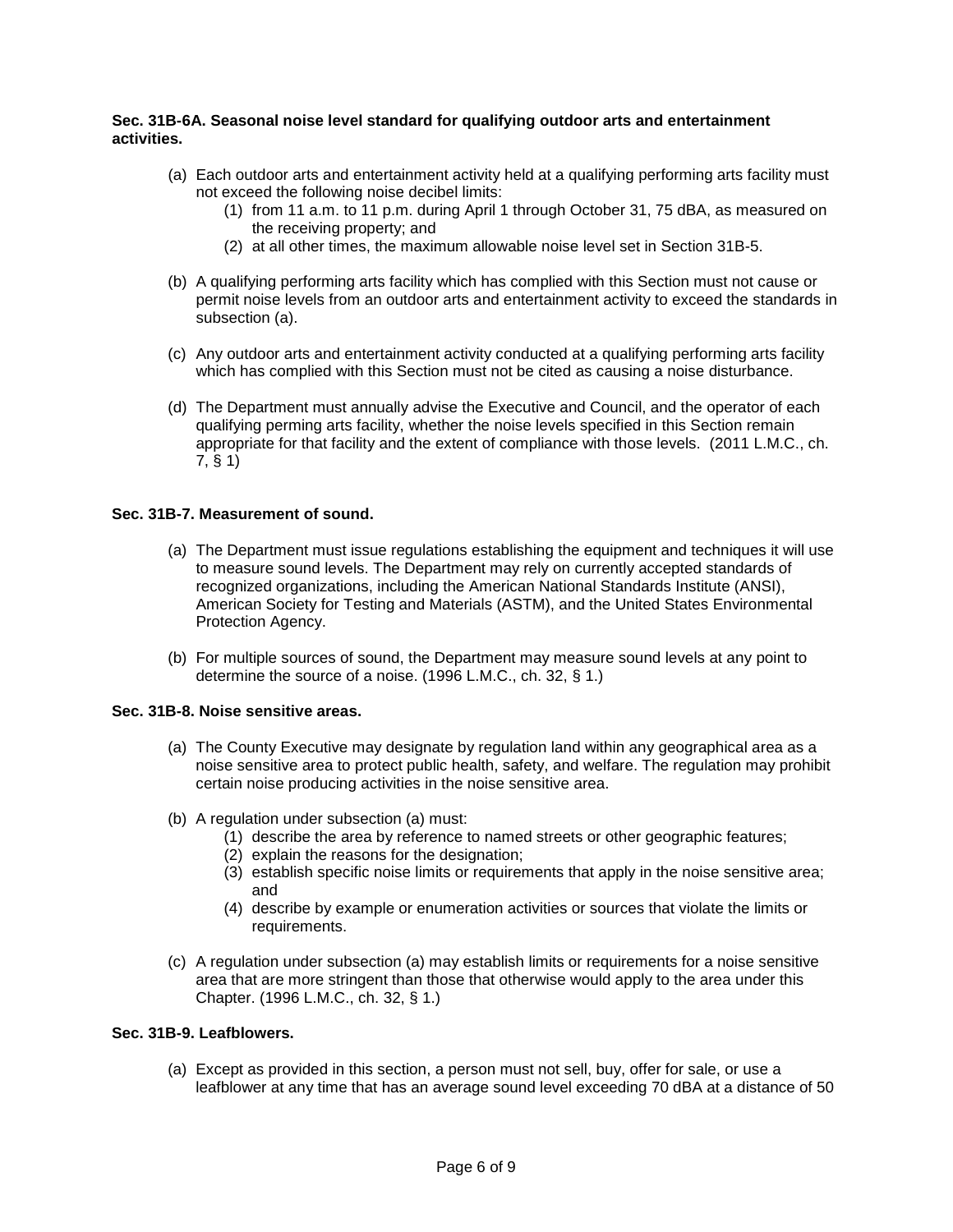**Sec. 31B-6A. Seasonal noise level standard for qualifying outdoor arts and entertainment activities.**

(a) Each outdoor arts and entertainment activity held at a qualifying performing arts facility must not exceed the following noise decibel limits:
   (1) from 11 a.m. to 11 p.m. during April 1 through October 31, 75 dBA, as measured on the receiving property; and
   (2) at all other times, the maximum allowable noise level set in Section 31B-5.

(b) A qualifying performing arts facility which has complied with this Section must not cause or permit noise levels from an outdoor arts and entertainment activity to exceed the standards in subsection (a).

(c) Any outdoor arts and entertainment activity conducted at a qualifying performing arts facility which has complied with this Section must not be cited as causing a noise disturbance.

(d) The Department must annually advise the Executive and Council, and the operator of each qualifying perming arts facility, whether the noise levels specified in this Section remain appropriate for that facility and the extent of compliance with those levels. (2011 L.M.C., ch. 7, § 1)

**Sec. 31B-7. Measurement of sound.**

(a) The Department must issue regulations establishing the equipment and techniques it will use to measure sound levels. The Department may rely on currently accepted standards of recognized organizations, including the American National Standards Institute (ANSI), American Society for Testing and Materials (ASTM), and the United States Environmental Protection Agency.

(b) For multiple sources of sound, the Department may measure sound levels at any point to determine the source of a noise. (1996 L.M.C., ch. 32, § 1.)

**Sec. 31B-8. Noise sensitive areas.**

(a) The County Executive may designate by regulation land within any geographical area as a noise sensitive area to protect public health, safety, and welfare. The regulation may prohibit certain noise producing activities in the noise sensitive area.

(b) A regulation under subsection (a) must:
   (1) describe the area by reference to named streets or other geographic features;
   (2) explain the reasons for the designation;
   (3) establish specific noise limits or requirements that apply in the noise sensitive area; and
   (4) describe by example or enumeration activities or sources that violate the limits or requirements.

(c) A regulation under subsection (a) may establish limits or requirements for a noise sensitive area that are more stringent than those that otherwise would apply to the area under this Chapter. (1996 L.M.C., ch. 32, § 1.)

**Sec. 31B-9. Leafblowers.**

(a) Except as provided in this section, a person must not sell, buy, offer for sale, or use a leafblower at any time that has an average sound level exceeding 70 dBA at a distance of 50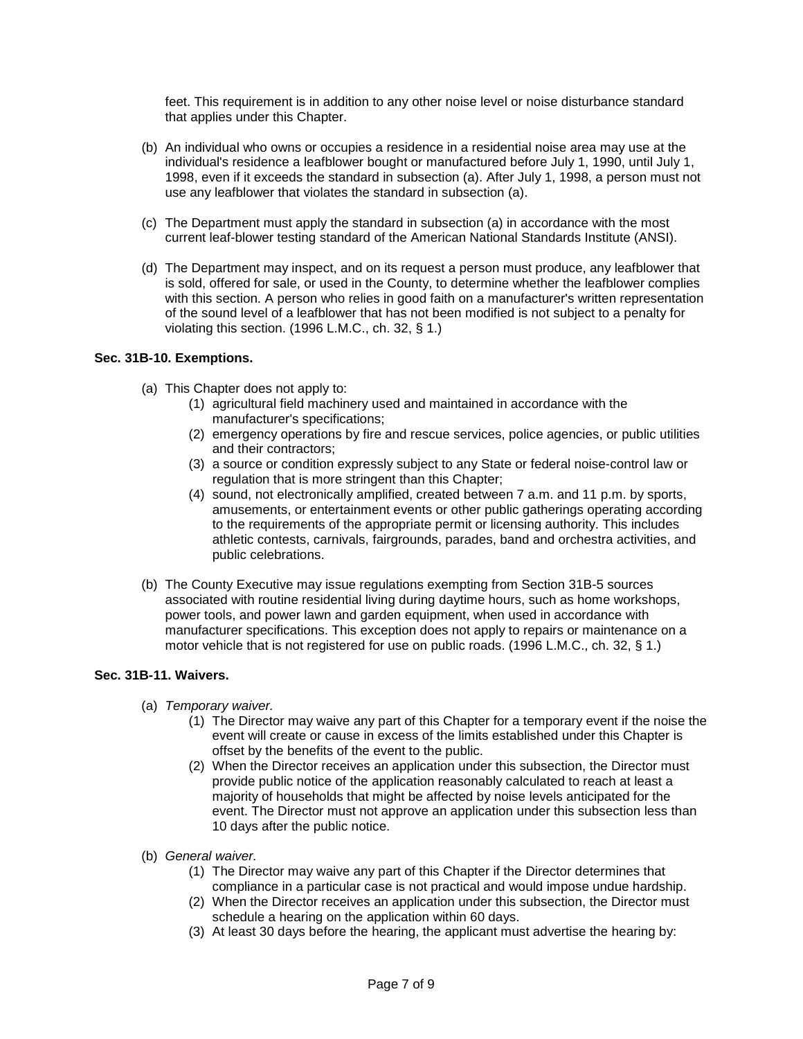feet. This requirement is in addition to any other noise level or noise disturbance standard that applies under this Chapter.

(b) An individual who owns or occupies a residence in a residential noise area may use at the individual's residence a leafblower bought or manufactured before July 1, 1990, until July 1, 1998, even if it exceeds the standard in subsection (a). After July 1, 1998, a person must not use any leafblower that violates the standard in subsection (a).

(c) The Department must apply the standard in subsection (a) in accordance with the most current leaf-blower testing standard of the American National Standards Institute (ANSI).

(d) The Department may inspect, and on its request a person must produce, any leafblower that is sold, offered for sale, or used in the County, to determine whether the leafblower complies with this section. A person who relies in good faith on a manufacturer's written representation of the sound level of a leafblower that has not been modified is not subject to a penalty for violating this section. (1996 L.M.C., ch. 32, § 1.)

**Sec. 31B-10. Exemptions.**

(a) This Chapter does not apply to:
   (1) agricultural field machinery used and maintained in accordance with the manufacturer's specifications;
   (2) emergency operations by fire and rescue services, police agencies, or public utilities and their contractors;
   (3) a source or condition expressly subject to any State or federal noise-control law or regulation that is more stringent than this Chapter;
   (4) sound, not electronically amplified, created between 7 a.m. and 11 p.m. by sports, amusements, or entertainment events or other public gatherings operating according to the requirements of the appropriate permit or licensing authority. This includes athletic contests, carnivals, fairgrounds, parades, band and orchestra activities, and public celebrations.

(b) The County Executive may issue regulations exempting from Section 31B-5 sources associated with routine residential living during daytime hours, such as home workshops, power tools, and power lawn and garden equipment, when used in accordance with manufacturer specifications. This exception does not apply to repairs or maintenance on a motor vehicle that is not registered for use on public roads. (1996 L.M.C., ch. 32, § 1.)

**Sec. 31B-11. Waivers.**

(a) *Temporary waiver.*
   (1) The Director may waive any part of this Chapter for a temporary event if the noise the event will create or cause in excess of the limits established under this Chapter is offset by the benefits of the event to the public.
   (2) When the Director receives an application under this subsection, the Director must provide public notice of the application reasonably calculated to reach at least a majority of households that might be affected by noise levels anticipated for the event. The Director must not approve an application under this subsection less than 10 days after the public notice.

(b) *General waiver.*
   (1) The Director may waive any part of this Chapter if the Director determines that compliance in a particular case is not practical and would impose undue hardship.
   (2) When the Director receives an application under this subsection, the Director must schedule a hearing on the application within 60 days.
   (3) At least 30 days before the hearing, the applicant must advertise the hearing by: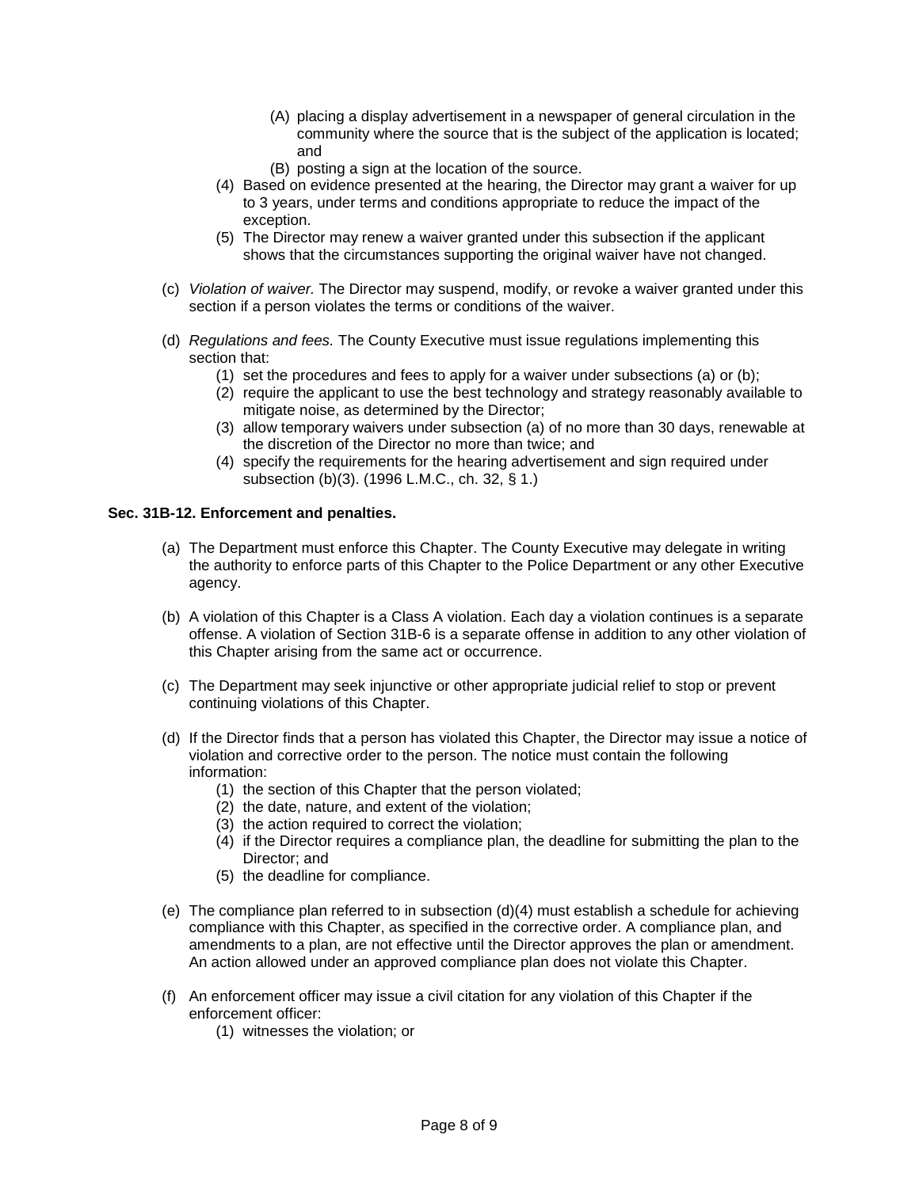- (A) placing a display advertisement in a newspaper of general circulation in the community where the source that is the subject of the application is located; and
    - (B) posting a sign at the location of the source.
  - (4) Based on evidence presented at the hearing, the Director may grant a waiver for up to 3 years, under terms and conditions appropriate to reduce the impact of the exception.
  - (5) The Director may renew a waiver granted under this subsection if the applicant shows that the circumstances supporting the original waiver have not changed.

- (c) *Violation of waiver.* The Director may suspend, modify, or revoke a waiver granted under this section if a person violates the terms or conditions of the waiver.

- (d) *Regulations and fees.* The County Executive must issue regulations implementing this section that:
  - (1) set the procedures and fees to apply for a waiver under subsections (a) or (b);
  - (2) require the applicant to use the best technology and strategy reasonably available to mitigate noise, as determined by the Director;
  - (3) allow temporary waivers under subsection (a) of no more than 30 days, renewable at the discretion of the Director no more than twice; and
  - (4) specify the requirements for the hearing advertisement and sign required under subsection (b)(3). (1996 L.M.C., ch. 32, § 1.)

**Sec. 31B-12. Enforcement and penalties.**

- (a) The Department must enforce this Chapter. The County Executive may delegate in writing the authority to enforce parts of this Chapter to the Police Department or any other Executive agency.

- (b) A violation of this Chapter is a Class A violation. Each day a violation continues is a separate offense. A violation of Section 31B-6 is a separate offense in addition to any other violation of this Chapter arising from the same act or occurrence.

- (c) The Department may seek injunctive or other appropriate judicial relief to stop or prevent continuing violations of this Chapter.

- (d) If the Director finds that a person has violated this Chapter, the Director may issue a notice of violation and corrective order to the person. The notice must contain the following information:
  - (1) the section of this Chapter that the person violated;
  - (2) the date, nature, and extent of the violation;
  - (3) the action required to correct the violation;
  - (4) if the Director requires a compliance plan, the deadline for submitting the plan to the Director; and
  - (5) the deadline for compliance.

- (e) The compliance plan referred to in subsection (d)(4) must establish a schedule for achieving compliance with this Chapter, as specified in the corrective order. A compliance plan, and amendments to a plan, are not effective until the Director approves the plan or amendment. An action allowed under an approved compliance plan does not violate this Chapter.

- (f) An enforcement officer may issue a civil citation for any violation of this Chapter if the enforcement officer:
  - (1) witnesses the violation; or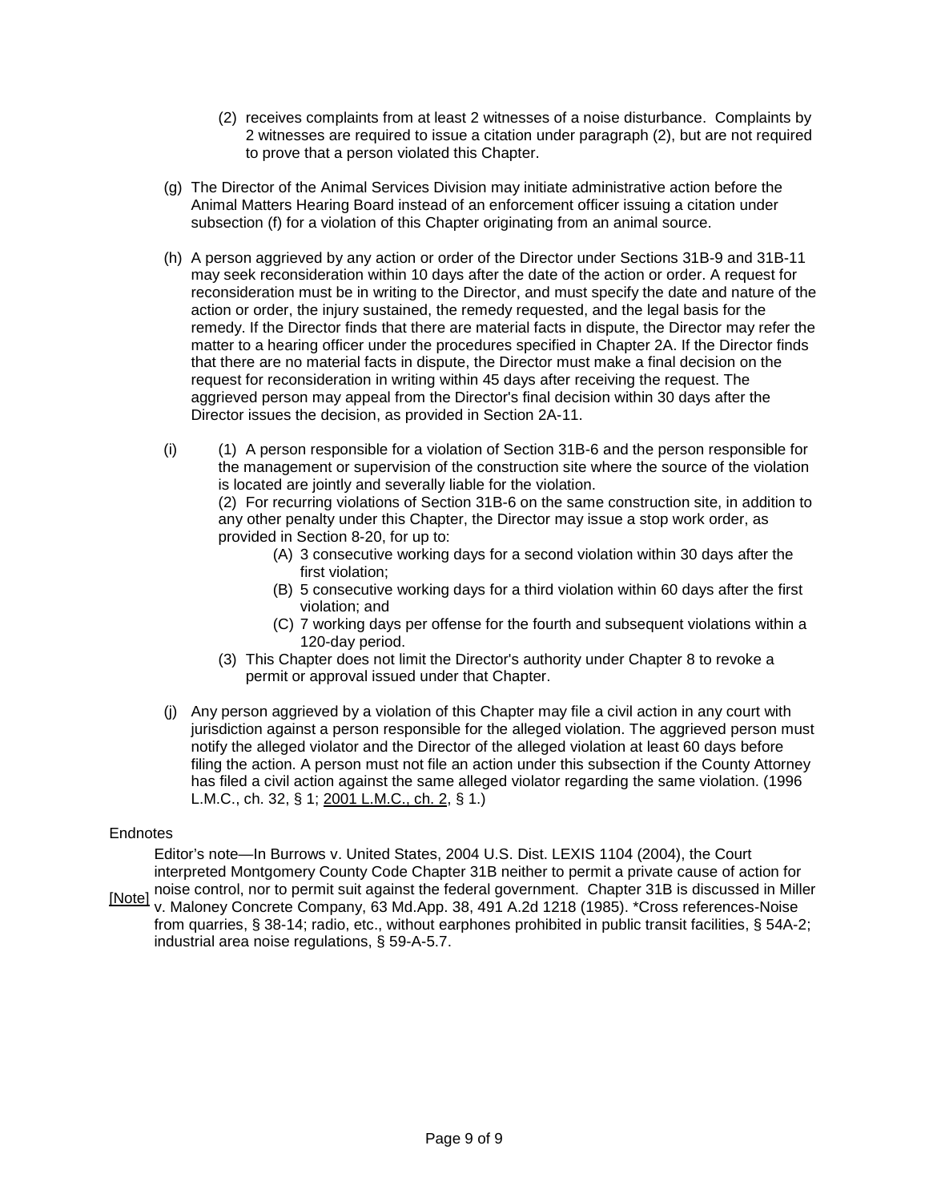(2) receives complaints from at least 2 witnesses of a noise disturbance. Complaints by 2 witnesses are required to issue a citation under paragraph (2), but are not required to prove that a person violated this Chapter.

(g) The Director of the Animal Services Division may initiate administrative action before the Animal Matters Hearing Board instead of an enforcement officer issuing a citation under subsection (f) for a violation of this Chapter originating from an animal source.

(h) A person aggrieved by any action or order of the Director under Sections 31B-9 and 31B-11 may seek reconsideration within 10 days after the date of the action or order. A request for reconsideration must be in writing to the Director, and must specify the date and nature of the action or order, the injury sustained, the remedy requested, and the legal basis for the remedy. If the Director finds that there are material facts in dispute, the Director may refer the matter to a hearing officer under the procedures specified in Chapter 2A. If the Director finds that there are no material facts in dispute, the Director must make a final decision on the request for reconsideration in writing within 45 days after receiving the request. The aggrieved person may appeal from the Director's final decision within 30 days after the Director issues the decision, as provided in Section 2A-11.

(i) (1) A person responsible for a violation of Section 31B-6 and the person responsible for the management or supervision of the construction site where the source of the violation is located are jointly and severally liable for the violation.
(2) For recurring violations of Section 31B-6 on the same construction site, in addition to any other penalty under this Chapter, the Director may issue a stop work order, as provided in Section 8-20, for up to:
   (A) 3 consecutive working days for a second violation within 30 days after the first violation;
   (B) 5 consecutive working days for a third violation within 60 days after the first violation; and
   (C) 7 working days per offense for the fourth and subsequent violations within a 120-day period.
(3) This Chapter does not limit the Director's authority under Chapter 8 to revoke a permit or approval issued under that Chapter.

(j) Any person aggrieved by a violation of this Chapter may file a civil action in any court with jurisdiction against a person responsible for the alleged violation. The aggrieved person must notify the alleged violator and the Director of the alleged violation at least 60 days before filing the action. A person must not file an action under this subsection if the County Attorney has filed a civil action against the same alleged violator regarding the same violation. (1996 L.M.C., ch. 32, § 1; 2001 L.M.C., ch. 2, § 1.)

Endnotes

[Note] Editor's note—In Burrows v. United States, 2004 U.S. Dist. LEXIS 1104 (2004), the Court interpreted Montgomery County Code Chapter 31B neither to permit a private cause of action for noise control, nor to permit suit against the federal government. Chapter 31B is discussed in Miller v. Maloney Concrete Company, 63 Md.App. 38, 491 A.2d 1218 (1985). *Cross references-Noise from quarries, § 38-14; radio, etc., without earphones prohibited in public transit facilities, § 54A-2; industrial area noise regulations, § 59-A-5.7.